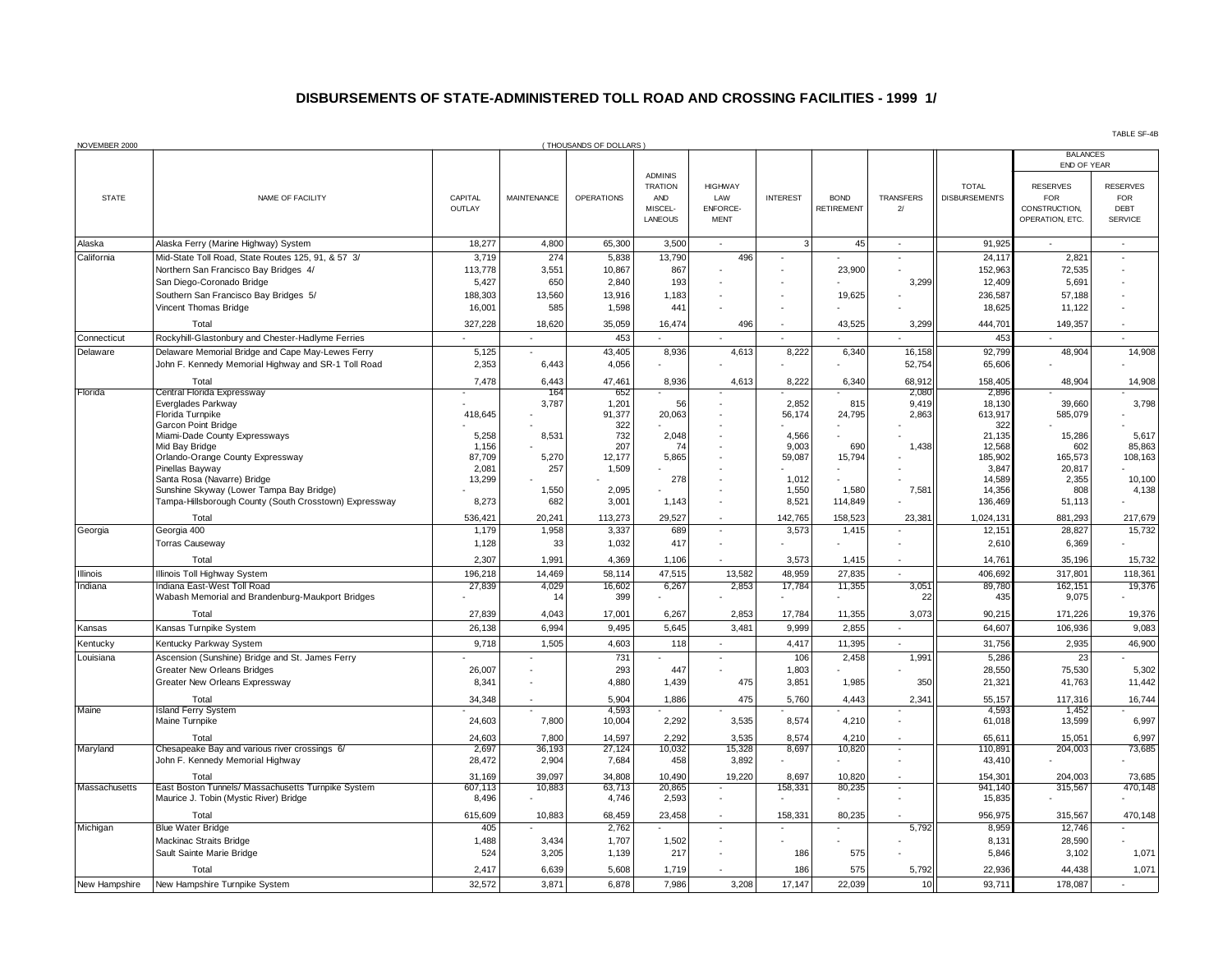# DISBURSEMENTS OF STATE-ADMINISTERED TOLL ROAD AND CROSSING FACILITIES - 1999 1/

NOVEMBER 2000

( THOUSANDS OF DOLLARS )

TABLE SF-4B

| STATE | NAME OF FACILITY | CAPITAL OUTLAY | MAINTENANCE | OPERATIONS | ADMINISTRATION AND MISCELLANEOUS | HIGHWAY LAW ENFORCEMENT | INTEREST | BOND RETIREMENT | TRANSFERS 2/ | TOTAL DISBURSEMENTS | BALANCES END OF YEAR: RESERVES FOR CONSTRUCTION, OPERATION, ETC. | BALANCES END OF YEAR: RESERVES FOR DEBT SERVICE |
|---|---|---|---|---|---|---|---|---|---|---|---|---|
| Alaska | Alaska Ferry (Marine Highway) System | 18,277 | 4,800 | 65,300 | 3,500 | - | 3 | 45 | - | 91,925 | - | - |
| California | Mid-State Toll Road, State Routes 125, 91, & 57 3/ | 3,719 | 274 | 5,838 | 13,790 | 496 | - | - | - | 24,117 | 2,821 | - |
| | Northern San Francisco Bay Bridges 4/ | 113,778 | 3,551 | 10,867 | 867 | - | - | 23,900 | - | 152,963 | 72,535 | - |
| | San Diego-Coronado Bridge | 5,427 | 650 | 2,840 | 193 | - | - | - | 3,299 | 12,409 | 5,691 | - |
| | Southern San Francisco Bay Bridges 5/ | 188,303 | 13,560 | 13,916 | 1,183 | - | - | 19,625 | - | 236,587 | 57,188 | - |
| | Vincent Thomas Bridge | 16,001 | 585 | 1,598 | 441 | - | - | - | - | 18,625 | 11,122 | - |
| | Total | 327,228 | 18,620 | 35,059 | 16,474 | 496 | - | 43,525 | 3,299 | 444,701 | 149,357 | - |
| Connecticut | Rockyhill-Glastonbury and Chester-Hadlyme Ferries | - | - | 453 | - | - | - | - | - | 453 | - | - |
| Delaware | Delaware Memorial Bridge and Cape May-Lewes Ferry | 5,125 | - | 43,405 | 8,936 | 4,613 | 8,222 | 6,340 | 16,158 | 92,799 | 48,904 | 14,908 |
| | John F. Kennedy Memorial Highway and SR-1 Toll Road | 2,353 | 6,443 | 4,056 | - | - | - | - | 52,754 | 65,606 | - | - |
| | Total | 7,478 | 6,443 | 47,461 | 8,936 | 4,613 | 8,222 | 6,340 | 68,912 | 158,405 | 48,904 | 14,908 |
| Florida | Central Florida Expressway | - | 164 | 652 | - | - | - | - | 2,080 | 2,896 | - | - |
| | Everglades Parkway | - | 3,787 | 1,201 | 56 | - | 2,852 | 815 | 9,419 | 18,130 | 39,660 | 3,798 |
| | Florida Turnpike | 418,645 | - | 91,377 | 20,063 | - | 56,174 | 24,795 | 2,863 | 613,917 | 585,079 | - |
| | Garcon Point Bridge | - | - | 322 | - | - | - | - | - | 322 | - | - |
| | Miami-Dade County Expressways | 5,258 | 8,531 | 732 | 2,048 | - | 4,566 | - | - | 21,135 | 15,286 | 5,617 |
| | Mid Bay Bridge | 1,156 | - | 207 | 74 | - | 9,003 | 690 | 1,438 | 12,568 | 602 | 85,863 |
| | Orlando-Orange County Expressway | 87,709 | 5,270 | 12,177 | 5,865 | - | 59,087 | 15,794 | - | 185,902 | 165,573 | 108,163 |
| | Pinellas Bayway | 2,081 | 257 | 1,509 | - | - | - | - | - | 3,847 | 20,817 | - |
| | Santa Rosa (Navarre) Bridge | 13,299 | - | - | 278 | - | 1,012 | - | - | 14,589 | 2,355 | 10,100 |
| | Sunshine Skyway (Lower Tampa Bay Bridge) | - | 1,550 | 2,095 | - | - | 1,550 | 1,580 | 7,581 | 14,356 | 808 | 4,138 |
| | Tampa-Hillsborough County (South Crosstown) Expressway | 8,273 | 682 | 3,001 | 1,143 | - | 8,521 | 114,849 | - | 136,469 | 51,113 | - |
| | Total | 536,421 | 20,241 | 113,273 | 29,527 | - | 142,765 | 158,523 | 23,381 | 1,024,131 | 881,293 | 217,679 |
| Georgia | Georgia 400 | 1,179 | 1,958 | 3,337 | 689 | - | 3,573 | 1,415 | - | 12,151 | 28,827 | 15,732 |
| | Torras Causeway | 1,128 | 33 | 1,032 | 417 | - | - | - | - | 2,610 | 6,369 | - |
| | Total | 2,307 | 1,991 | 4,369 | 1,106 | - | 3,573 | 1,415 | - | 14,761 | 35,196 | 15,732 |
| Illinois | Illinois Toll Highway System | 196,218 | 14,469 | 58,114 | 47,515 | 13,582 | 48,959 | 27,835 | - | 406,692 | 317,801 | 118,361 |
| Indiana | Indiana East-West Toll Road | 27,839 | 4,029 | 16,602 | 6,267 | 2,853 | 17,784 | 11,355 | 3,051 | 89,780 | 162,151 | 19,376 |
| | Wabash Memorial and Brandenburg-Maukport Bridges | - | 14 | 399 | - | - | - | - | 22 | 435 | 9,075 | - |
| | Total | 27,839 | 4,043 | 17,001 | 6,267 | 2,853 | 17,784 | 11,355 | 3,073 | 90,215 | 171,226 | 19,376 |
| Kansas | Kansas Turnpike System | 26,138 | 6,994 | 9,495 | 5,645 | 3,481 | 9,999 | 2,855 | - | 64,607 | 106,936 | 9,083 |
| Kentucky | Kentucky Parkway System | 9,718 | 1,505 | 4,603 | 118 | - | 4,417 | 11,395 | - | 31,756 | 2,935 | 46,900 |
| Louisiana | Ascension (Sunshine) Bridge and St. James Ferry | - | - | 731 | - | - | 106 | 2,458 | 1,991 | 5,286 | 23 | - |
| | Greater New Orleans Bridges | 26,007 | - | 293 | 447 | - | 1,803 | - | - | 28,550 | 75,530 | 5,302 |
| | Greater New Orleans Expressway | 8,341 | - | 4,880 | 1,439 | 475 | 3,851 | 1,985 | 350 | 21,321 | 41,763 | 11,442 |
| | Total | 34,348 | - | 5,904 | 1,886 | 475 | 5,760 | 4,443 | 2,341 | 55,157 | 117,316 | 16,744 |
| Maine | Island Ferry System | - | - | 4,593 | - | - | - | - | - | 4,593 | 1,452 | - |
| | Maine Turnpike | 24,603 | 7,800 | 10,004 | 2,292 | 3,535 | 8,574 | 4,210 | - | 61,018 | 13,599 | 6,997 |
| | Total | 24,603 | 7,800 | 14,597 | 2,292 | 3,535 | 8,574 | 4,210 | - | 65,611 | 15,051 | 6,997 |
| Maryland | Chesapeake Bay and various river crossings 6/ | 2,697 | 36,193 | 27,124 | 10,032 | 15,328 | 8,697 | 10,820 | - | 110,891 | 204,003 | 73,685 |
| | John F. Kennedy Memorial Highway | 28,472 | 2,904 | 7,684 | 458 | 3,892 | - | - | - | 43,410 | - | - |
| | Total | 31,169 | 39,097 | 34,808 | 10,490 | 19,220 | 8,697 | 10,820 | - | 154,301 | 204,003 | 73,685 |
| Massachusetts | East Boston Tunnels/ Massachusetts Turnpike System | 607,113 | 10,883 | 63,713 | 20,865 | - | 158,331 | 80,235 | - | 941,140 | 315,567 | 470,148 |
| | Maurice J. Tobin (Mystic River) Bridge | 8,496 | - | 4,746 | 2,593 | - | - | - | - | 15,835 | - | - |
| | Total | 615,609 | 10,883 | 68,459 | 23,458 | - | 158,331 | 80,235 | - | 956,975 | 315,567 | 470,148 |
| Michigan | Blue Water Bridge | 405 | - | 2,762 | - | - | - | - | 5,792 | 8,959 | 12,746 | - |
| | Mackinac Straits Bridge | 1,488 | 3,434 | 1,707 | 1,502 | - | - | - | - | 8,131 | 28,590 | - |
| | Sault Sainte Marie Bridge | 524 | 3,205 | 1,139 | 217 | - | 186 | 575 | - | 5,846 | 3,102 | 1,071 |
| | Total | 2,417 | 6,639 | 5,608 | 1,719 | - | 186 | 575 | 5,792 | 22,936 | 44,438 | 1,071 |
| New Hampshire | New Hampshire Turnpike System | 32,572 | 3,871 | 6,878 | 7,986 | 3,208 | 17,147 | 22,039 | 10 | 93,711 | 178,087 | - |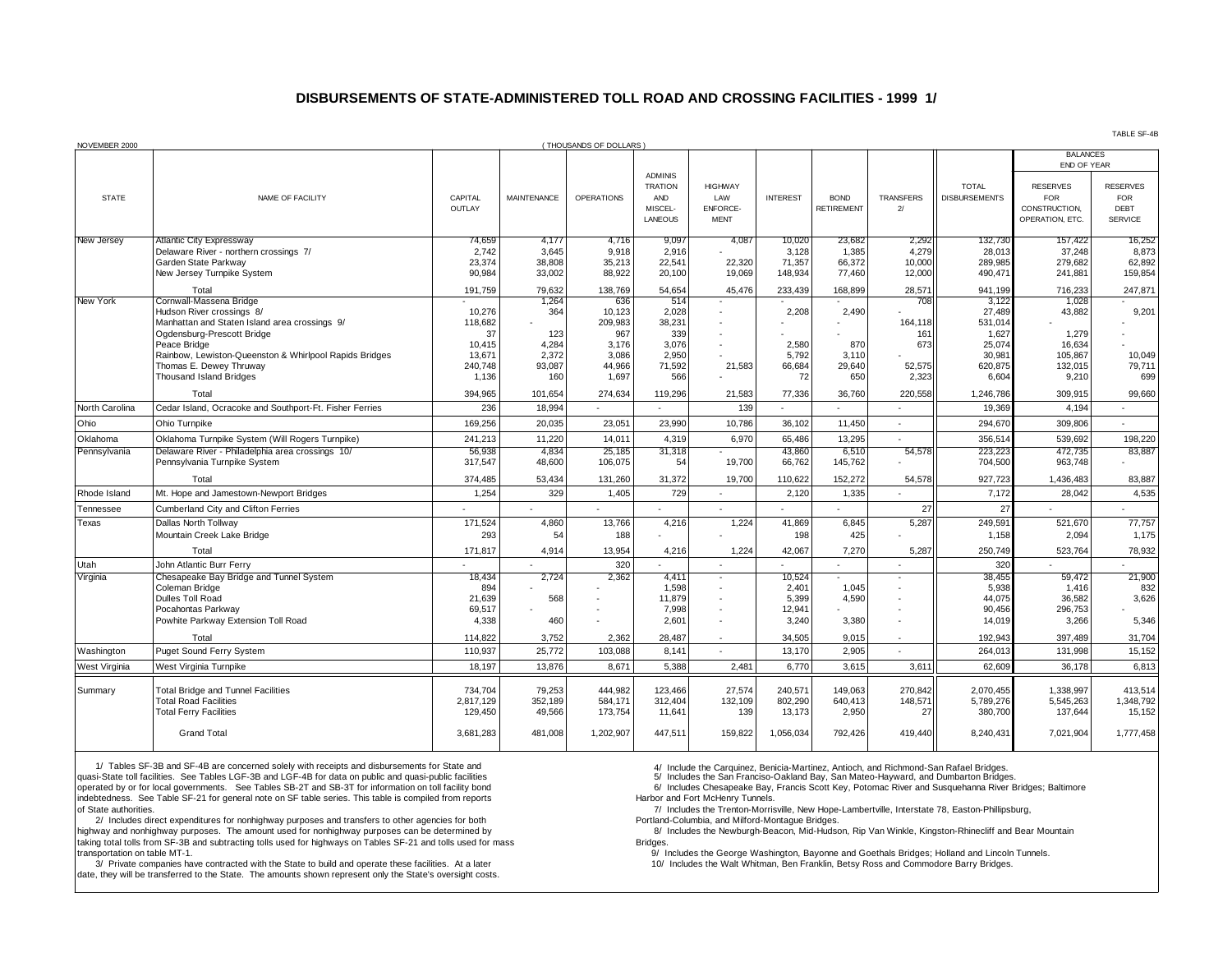# DISBURSEMENTS OF STATE-ADMINISTERED TOLL ROAD AND CROSSING FACILITIES - 1999 1/

NOVEMBER 2000 ( THOUSANDS OF DOLLARS ) TABLE SF-4B

| STATE | NAME OF FACILITY | CAPITAL OUTLAY | MAINTENANCE | OPERATIONS | ADMINISTRATION AND MISCELLANEOUS | HIGHWAY LAW ENFORCEMENT | INTEREST | BOND RETIREMENT | TRANSFERS 2/ | TOTAL DISBURSEMENTS | BALANCES END OF YEAR: RESERVES FOR CONSTRUCTION, OPERATION, ETC. | BALANCES END OF YEAR: RESERVES FOR DEBT SERVICE |
|---|---|---|---|---|---|---|---|---|---|---|---|---|
| New Jersey | Atlantic City Expressway | 74,659 | 4,177 | 4,716 | 9,097 | 4,087 | 10,020 | 23,682 | 2,292 | 132,730 | 157,422 | 16,252 |
| | Delaware River - northern crossings 7/ | 2,742 | 3,645 | 9,918 | 2,916 | - | 3,128 | 1,385 | 4,279 | 28,013 | 37,248 | 8,873 |
| | Garden State Parkway | 23,374 | 38,808 | 35,213 | 22,541 | 22,320 | 71,357 | 66,372 | 10,000 | 289,985 | 279,682 | 62,892 |
| | New Jersey Turnpike System | 90,984 | 33,002 | 88,922 | 20,100 | 19,069 | 148,934 | 77,460 | 12,000 | 490,471 | 241,881 | 159,854 |
| | Total | 191,759 | 79,632 | 138,769 | 54,654 | 45,476 | 233,439 | 168,899 | 28,571 | 941,199 | 716,233 | 247,871 |
| New York | Cornwall-Massena Bridge | - | 1,264 | 636 | 514 | - | - | - | 708 | 3,122 | 1,028 | - |
| | Hudson River crossings 8/ | 10,276 | 364 | 10,123 | 2,028 | - | 2,208 | 2,490 | - | 27,489 | 43,882 | 9,201 |
| | Manhattan and Staten Island area crossings 9/ | 118,682 | - | 209,983 | 38,231 | - | - | - | 164,118 | 531,014 | - | - |
| | Ogdensburg-Prescott Bridge | 37 | 123 | 967 | 339 | - | - | - | 161 | 1,627 | 1,279 | - |
| | Peace Bridge | 10,415 | 4,284 | 3,176 | 3,076 | - | 2,580 | 870 | 673 | 25,074 | 16,634 | - |
| | Rainbow, Lewiston-Queenston & Whirlpool Rapids Bridges | 13,671 | 2,372 | 3,086 | 2,950 | - | 5,792 | 3,110 | - | 30,981 | 105,867 | 10,049 |
| | Thomas E. Dewey Thruway | 240,748 | 93,087 | 44,966 | 71,592 | 21,583 | 66,684 | 29,640 | 52,575 | 620,875 | 132,015 | 79,711 |
| | Thousand Island Bridges | 1,136 | 160 | 1,697 | 566 | - | 72 | 650 | 2,323 | 6,604 | 9,210 | 699 |
| | Total | 394,965 | 101,654 | 274,634 | 119,296 | 21,583 | 77,336 | 36,760 | 220,558 | 1,246,786 | 309,915 | 99,660 |
| North Carolina | Cedar Island, Ocracoke and Southport-Ft. Fisher Ferries | 236 | 18,994 | - | - | 139 | - | - | - | 19,369 | 4,194 | - |
| Ohio | Ohio Turnpike | 169,256 | 20,035 | 23,051 | 23,990 | 10,786 | 36,102 | 11,450 | - | 294,670 | 309,806 | - |
| Oklahoma | Oklahoma Turnpike System (Will Rogers Turnpike) | 241,213 | 11,220 | 14,011 | 4,319 | 6,970 | 65,486 | 13,295 | - | 356,514 | 539,692 | 198,220 |
| Pennsylvania | Delaware River - Philadelphia area crossings 10/ | 56,938 | 4,834 | 25,185 | 31,318 | - | 43,860 | 6,510 | 54,578 | 223,223 | 472,735 | 83,887 |
| | Pennsylvania Turnpike System | 317,547 | 48,600 | 106,075 | 54 | 19,700 | 66,762 | 145,762 | - | 704,500 | 963,748 | - |
| | Total | 374,485 | 53,434 | 131,260 | 31,372 | 19,700 | 110,622 | 152,272 | 54,578 | 927,723 | 1,436,483 | 83,887 |
| Rhode Island | Mt. Hope and Jamestown-Newport Bridges | 1,254 | 329 | 1,405 | 729 | - | 2,120 | 1,335 | - | 7,172 | 28,042 | 4,535 |
| Tennessee | Cumberland City and Clifton Ferries | - | - | - | - | - | - | - | 27 | 27 | - | - |
| Texas | Dallas North Tollway | 171,524 | 4,860 | 13,766 | 4,216 | 1,224 | 41,869 | 6,845 | 5,287 | 249,591 | 521,670 | 77,757 |
| | Mountain Creek Lake Bridge | 293 | 54 | 188 | - | - | 198 | 425 | - | 1,158 | 2,094 | 1,175 |
| | Total | 171,817 | 4,914 | 13,954 | 4,216 | 1,224 | 42,067 | 7,270 | 5,287 | 250,749 | 523,764 | 78,932 |
| Utah | John Atlantic Burr Ferry | - | - | 320 | - | - | - | - | - | 320 | - | - |
| Virginia | Chesapeake Bay Bridge and Tunnel System | 18,434 | 2,724 | 2,362 | 4,411 | - | 10,524 | - | - | 38,455 | 59,472 | 21,900 |
| | Coleman Bridge | 894 | - | - | 1,598 | - | 2,401 | 1,045 | - | 5,938 | 1,416 | 832 |
| | Dulles Toll Road | 21,639 | 568 | - | 11,879 | - | 5,399 | 4,590 | - | 44,075 | 36,582 | 3,626 |
| | Pocahontas Parkway | 69,517 | - | - | 7,998 | - | 12,941 | - | - | 90,456 | 296,753 | - |
| | Powhite Parkway Extension Toll Road | 4,338 | 460 | - | 2,601 | - | 3,240 | 3,380 | - | 14,019 | 3,266 | 5,346 |
| | Total | 114,822 | 3,752 | 2,362 | 28,487 | - | 34,505 | 9,015 | - | 192,943 | 397,489 | 31,704 |
| Washington | Puget Sound Ferry System | 110,937 | 25,772 | 103,088 | 8,141 | - | 13,170 | 2,905 | - | 264,013 | 131,998 | 15,152 |
| West Virginia | West Virginia Turnpike | 18,197 | 13,876 | 8,671 | 5,388 | 2,481 | 6,770 | 3,615 | 3,611 | 62,609 | 36,178 | 6,813 |
| Summary | Total Bridge and Tunnel Facilities | 734,704 | 79,253 | 444,982 | 123,466 | 27,574 | 240,571 | 149,063 | 270,842 | 2,070,455 | 1,338,997 | 413,514 |
| | Total Road Facilities | 2,817,129 | 352,189 | 584,171 | 312,404 | 132,109 | 802,290 | 640,413 | 148,571 | 5,789,276 | 5,545,263 | 1,348,792 |
| | Total Ferry Facilities | 129,450 | 49,566 | 173,754 | 11,641 | 139 | 13,173 | 2,950 | 27 | 380,700 | 137,644 | 15,152 |
| | Grand Total | 3,681,283 | 481,008 | 1,202,907 | 447,511 | 159,822 | 1,056,034 | 792,426 | 419,440 | 8,240,431 | 7,021,904 | 1,777,458 |

1/ Tables SF-3B and SF-4B are concerned solely with receipts and disbursements for State and quasi-State toll facilities. See Tables LGF-3B and LGF-4B for data on public and quasi-public facilities operated by or for local governments. See Tables SB-2T and SB-3T for information on toll facility bond indebtedness. See Table SF-21 for general note on SF table series. This table is compiled from reports of State authorities.

2/ Includes direct expenditures for nonhighway purposes and transfers to other agencies for both highway and nonhighway purposes. The amount used for nonhighway purposes can be determined by taking total tolls from SF-3B and subtracting tolls used for highways on Tables SF-21 and tolls used for mass transportation on table MT-1.

3/ Private companies have contracted with the State to build and operate these facilities. At a later date, they will be transferred to the State. The amounts shown represent only the State's oversight costs.

4/ Include the Carquinez, Benicia-Martinez, Antioch, and Richmond-San Rafael Bridges.

5/ Includes the San Francisco-Oakland Bay, San Mateo-Hayward, and Dumbarton Bridges.

6/ Includes Chesapeake Bay, Francis Scott Key, Potomac River and Susquehanna River Bridges; Baltimore Harbor and Fort McHenry Tunnels.

7/ Includes the Trenton-Morrisville, New Hope-Lambertville, Interstate 78, Easton-Phillipsburg, Portland-Columbia, and Milford-Montague Bridges.

8/ Includes the Newburgh-Beacon, Mid-Hudson, Rip Van Winkle, Kingston-Rhinecliff and Bear Mountain Bridges.

9/ Includes the George Washington, Bayonne and Goethals Bridges; Holland and Lincoln Tunnels.

10/ Includes the Walt Whitman, Ben Franklin, Betsy Ross and Commodore Barry Bridges.